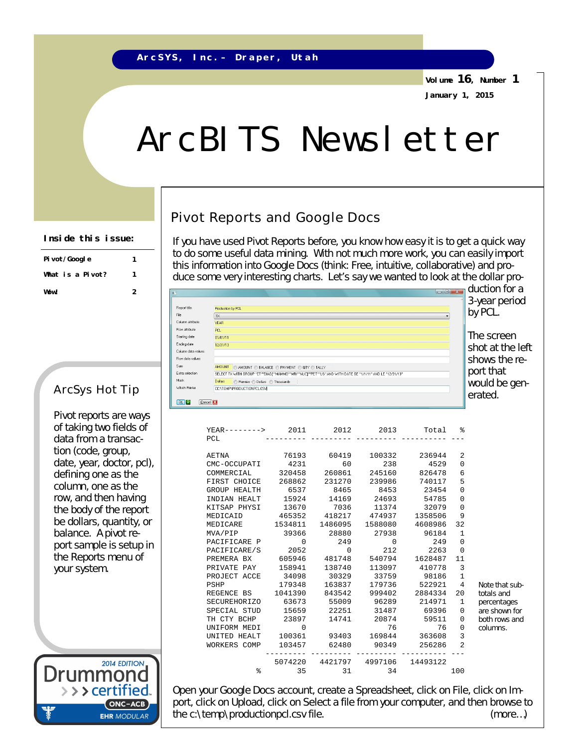ArcSYS, Inc. - Draper, Utah

Volume 16, Number 1

January 1, 2015

# ArcBITS Newsletter

**Inside this issue:**

| | |
|---|---|
| Pivot/Google | 1 |
| What is a Pivot? | 1 |
| Wow! | 2 |

## ArcSys Hot Tip

Pivot reports are ways of taking two fields of data from a transaction (code, group, date, year, doctor, pcl), defining one as the column, one as the row, and then having the body of the report be dollars, quantity, or balance. A pivot report sample is setup in the Reports menu of your system.

## Pivot Reports and Google Docs

If you have used Pivot Reports before, you know how easy it is to get a quick way to do some useful data mining. With not much more work, you can easily import this information into Google Docs (think: Free, intuitive, collaborative) and produce some very interesting charts. Let's say we wanted to look at the dollar production for a 3-year period by PCL.

The screen shot at the left shows the report that would be generated.

| Field | Value |
|---|---|
| Report title | Production by PCL |
| File | TX |
| Column attribute | YEAR |
| Row attribute | PCL |
| Starting date | 01/01/11 |
| Ending date | 12/31/13 |
| Column data values | |
| Row data values | |
| Sum | AMOUNT ( AMOUNT / BALANCE / PAYMENT / QTY / TALLY ) |
| Extra selection | SELECT TX WITH GROUP "CT""DIAG""MAMMO""MRI""NUC""PET""US" AND WITH DATE GE "1/1/11" AND LE "12/31/13" |
| Mask | Dollars ( Pennies / Dollars / Thousands ) |
| Which Printer | C:\TEMP\PRODUCTIONPCL.CSV |

```
YEAR-------->      2011       2012       2013       Total   %
PCL            --------- --------- --------- ----------- ---

AETNA             76193      60419     100332      236944   2
CMC-OCCUPATI       4231         60        238        4529   0
COMMERCIAL       320458     260861     245160      826478   6
FIRST CHOICE     268862     231270     239986      740117   5
GROUP HEALTH       6537       8465       8453       23454   0
INDIAN HEALT      15924      14169      24693       54785   0
KITSAP PHYSI      13670       7036      11374       32079   0
MEDICAID         465352     418217     474937     1358506   9
MEDICARE        1534811    1486095    1588080     4608986  32
MVA/PIP           39366      28880      27938       96184   1
PACIFICARE P          0        249          0         249   0
PACIFICARE/S       2052          0        212        2263   0
PREMERA BX       605946     481748     540794     1628487  11
PRIVATE PAY      158941     138740     113097      410778   3
PROJECT ACCE      34098      30329      33759       98186   1
PSHP             179348     163837     179736      522921   4
REGENCE BS      1041390     843542     999402     2884334  20
SECUREHORIZO      63673      55009      96289      214971   1
SPECIAL STUD      15659      22251      31487       69396   0
TH CTY BCHP       23897      14741      20874       59511   0
UNIFORM MEDI          0          0         76          76   0
UNITED HEALT     100361      93403     169844      363608   3
WORKERS COMP     103457      62480      90349      256286   2
               --------- --------- --------- ----------- ---
                5074220    4421797    4997106    14493122
              %      35         31         34                100
```

Note that subtotals and percentages are shown for both rows and columns.

Open your Google Docs account, create a Spreadsheet, click on File, click on Import, click on Upload, click on Select a file from your computer, and then browse to the c:\temp\productionpcl.csv file. (more…)

2014 EDITION Drummond certified ONC-ACB EHR MODULAR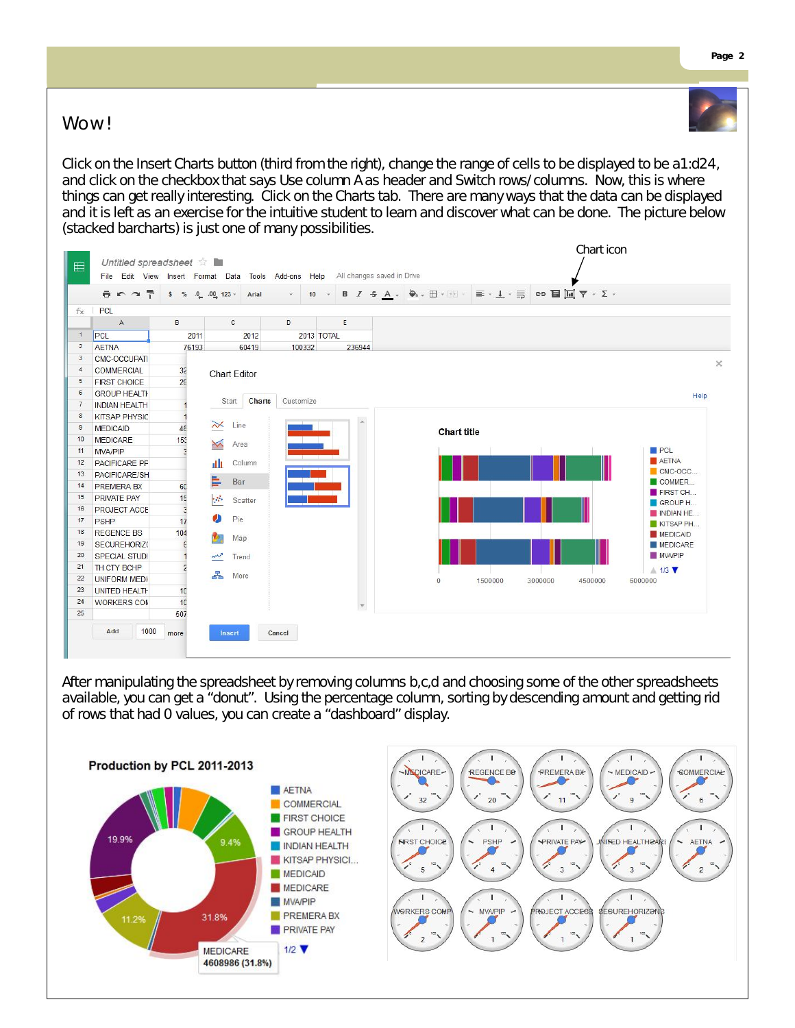## Wow!

Click on the Insert Charts button (third from the right), change the range of cells to be displayed to be a1:d24, and click on the checkbox that says Use column A as header and Switch rows/columns. Now, this is where things can get really interesting. Click on the Charts tab. There are many ways that the data can be displayed and it is left as an exercise for the intuitive student to learn and discover what can be done. The picture below (stacked barcharts) is just one of many possibilities.

Chart icon

After manipulating the spreadsheet by removing columns b,c,d and choosing some of the other spreadsheets available, you can get a "donut". Using the percentage column, sorting by descending amount and getting rid of rows that had 0 values, you can create a "dashboard" display.

Production by PCL 2011-2013